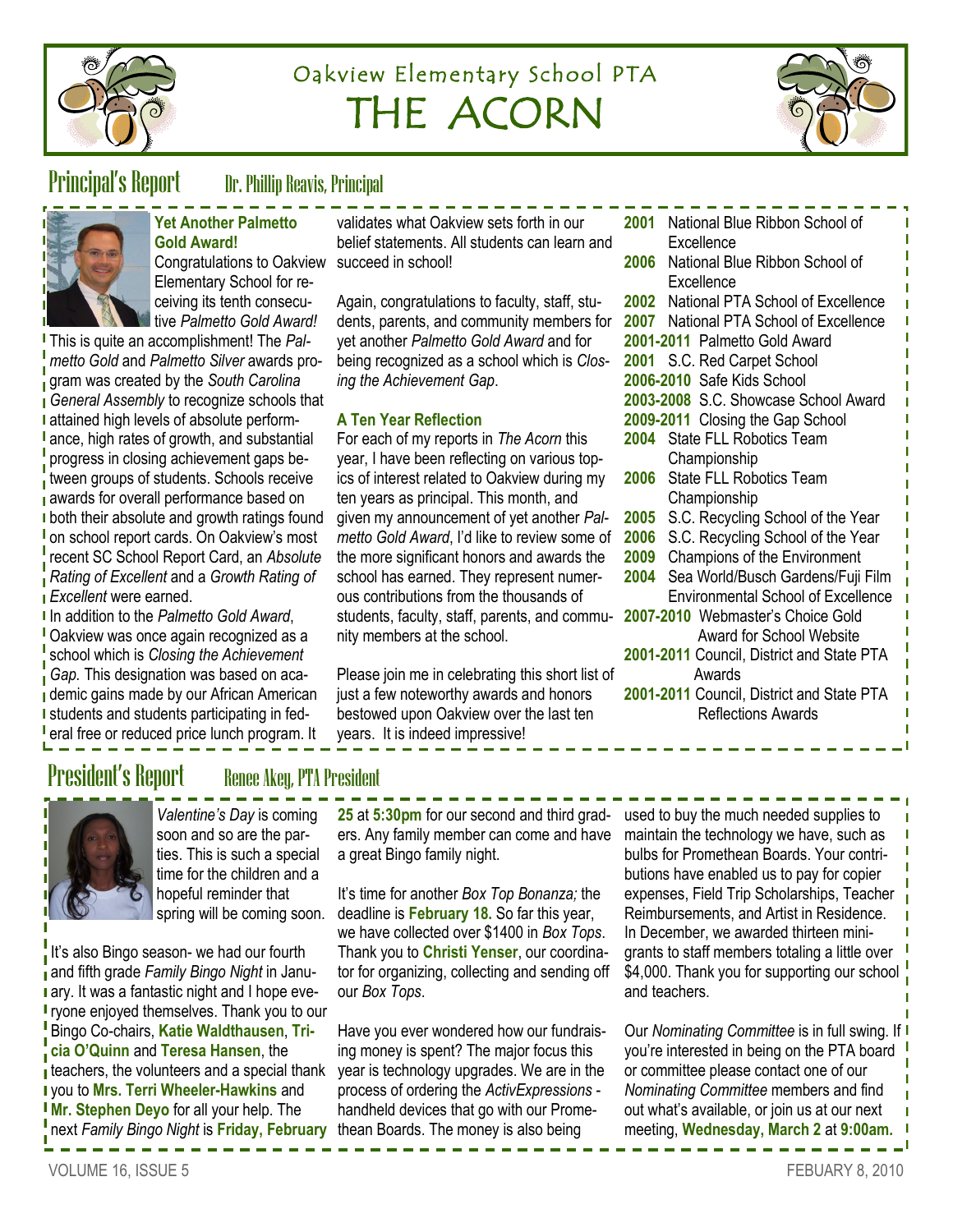# Oakview Elementary School PTA

# THE ACORN

## Principal's Report

Dr. Phillip Reavis, Principal

### Yet Another Palmetto Gold Award!

Congratulations to Oakview Elementary School for receiving its tenth consecutive *Palmetto Gold Award!* This is quite an accomplishment! The *Palmetto Gold* and *Palmetto Silver* awards program was created by the *South Carolina General Assembly* to recognize schools that attained high levels of absolute performance, high rates of growth, and substantial progress in closing achievement gaps between groups of students. Schools receive awards for overall performance based on both their absolute and growth ratings found on school report cards. On Oakview's most recent SC School Report Card, an *Absolute Rating of Excellent* and a *Growth Rating of Excellent* were earned.

In addition to the *Palmetto Gold Award*, Oakview was once again recognized as a school which is *Closing the Achievement Gap.* This designation was based on academic gains made by our African American students and students participating in federal free or reduced price lunch program. It validates what Oakview sets forth in our belief statements. All students can learn and succeed in school!

Again, congratulations to faculty, staff, students, parents, and community members for yet another *Palmetto Gold Award* and for being recognized as a school which is *Closing the Achievement Gap*.

### A Ten Year Reflection

For each of my reports in *The Acorn* this year, I have been reflecting on various topics of interest related to Oakview during my ten years as principal. This month, and given my announcement of yet another *Palmetto Gold Award*, I'd like to review some of the more significant honors and awards the school has earned. They represent numerous contributions from the thousands of students, faculty, staff, parents, and community members at the school.

Please join me in celebrating this short list of just a few noteworthy awards and honors bestowed upon Oakview over the last ten years. It is indeed impressive!

- **2001** National Blue Ribbon School of Excellence
- **2006** National Blue Ribbon School of Excellence
- **2002** National PTA School of Excellence
- **2007** National PTA School of Excellence
- **2001-2011** Palmetto Gold Award
- **2001** S.C. Red Carpet School
- **2006-2010** Safe Kids School
- **2003-2008** S.C. Showcase School Award
- **2009-2011** Closing the Gap School
- **2004** State FLL Robotics Team Championship
- **2006** State FLL Robotics Team Championship
- **2005** S.C. Recycling School of the Year
- **2006** S.C. Recycling School of the Year
- **2009** Champions of the Environment
- **2004** Sea World/Busch Gardens/Fuji Film Environmental School of Excellence
- **2007-2010** Webmaster's Choice Gold Award for School Website
- **2001-2011** Council, District and State PTA Awards
- **2001-2011** Council, District and State PTA Reflections Awards

## President's Report

Renee Akey, PTA President

*Valentine's Day* is coming soon and so are the parties. This is such a special time for the children and a hopeful reminder that spring will be coming soon.

It's also Bingo season- we had our fourth and fifth grade *Family Bingo Night* in January. It was a fantastic night and I hope everyone enjoyed themselves. Thank you to our Bingo Co-chairs, **Katie Waldthausen**, **Tricia O'Quinn** and **Teresa Hansen**, the teachers, the volunteers and a special thank you to **Mrs. Terri Wheeler-Hawkins** and **Mr. Stephen Deyo** for all your help. The next *Family Bingo Night* is **Friday, February 25** at **5:30pm** for our second and third graders. Any family member can come and have a great Bingo family night.

It's time for another *Box Top Bonanza;* the deadline is **February 18.** So far this year, we have collected over $1400 in *Box Tops*. Thank you to **Christi Yenser**, our coordinator for organizing, collecting and sending off our *Box Tops*.

Have you ever wondered how our fundraising money is spent? The major focus this year is technology upgrades. We are in the process of ordering the *ActivExpressions* - handheld devices that go with our Promethean Boards. The money is also being used to buy the much needed supplies to maintain the technology we have, such as bulbs for Promethean Boards. Your contributions have enabled us to pay for copier expenses, Field Trip Scholarships, Teacher Reimbursements, and Artist in Residence. In December, we awarded thirteen mini-grants to staff members totaling a little over $4,000. Thank you for supporting our school and teachers.

Our *Nominating Committee* is in full swing. If you're interested in being on the PTA board or committee please contact one of our *Nominating Committee* members and find out what's available, or join us at our next meeting, **Wednesday, March 2** at **9:00am.**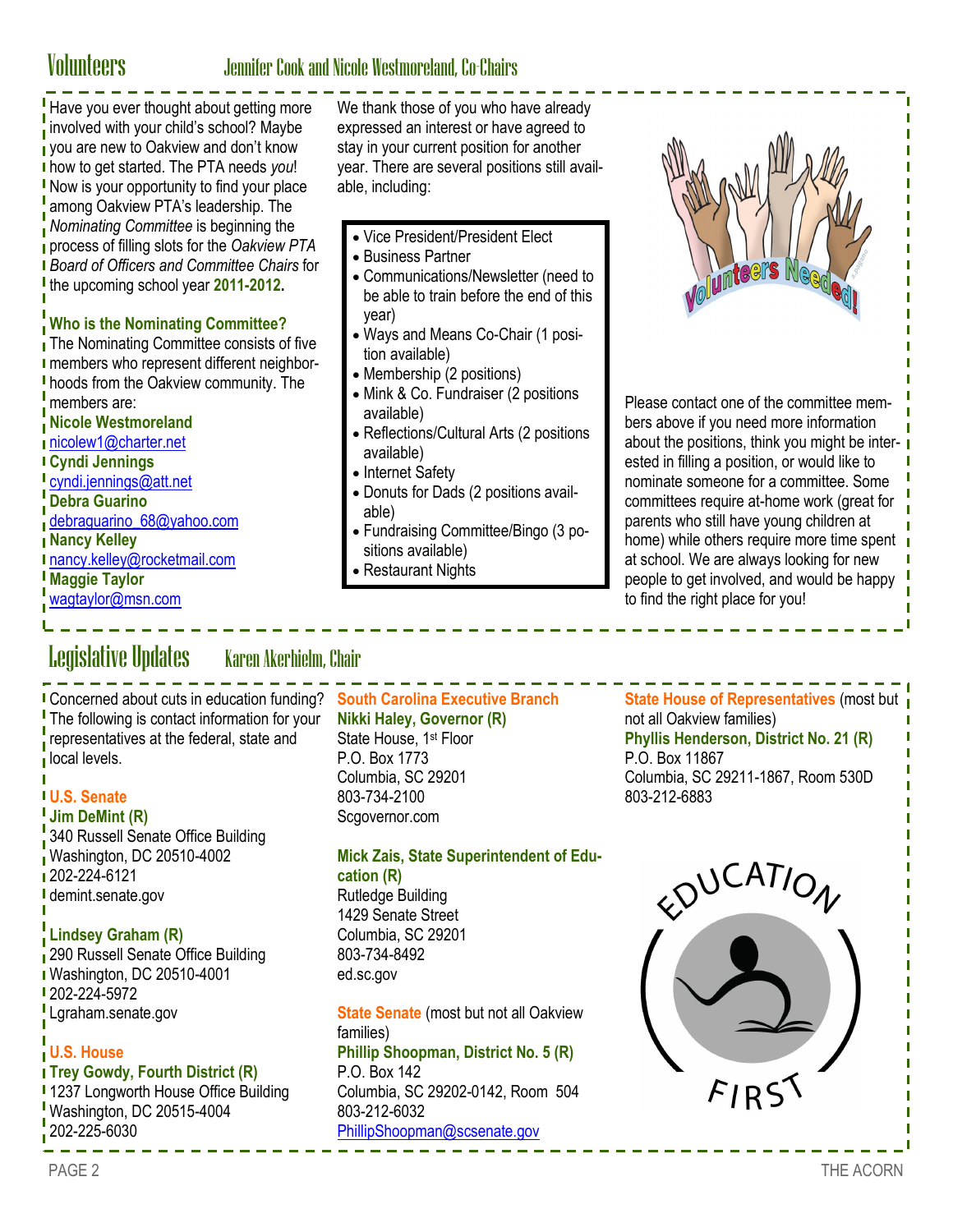## Volunteers

### Jennifer Cook and Nicole Westmoreland, Co-Chairs

Have you ever thought about getting more involved with your child's school? Maybe you are new to Oakview and don't know how to get started. The PTA needs *you*! Now is your opportunity to find your place among Oakview PTA's leadership. The *Nominating Committee* is beginning the process of filling slots for the *Oakview PTA Board of Officers and Committee Chairs* for the upcoming school year **2011-2012.**

**Who is the Nominating Committee?**

The Nominating Committee consists of five members who represent different neighborhoods from the Oakview community. The members are:

**Nicole Westmoreland**
nicolew1@charter.net
**Cyndi Jennings**
cyndi.jennings@att.net
**Debra Guarino**
debraguarino_68@yahoo.com
**Nancy Kelley**
nancy.kelley@rocketmail.com
**Maggie Taylor**
wagtaylor@msn.com

We thank those of you who have already expressed an interest or have agreed to stay in your current position for another year. There are several positions still available, including:

- Vice President/President Elect
- Business Partner
- Communications/Newsletter (need to be able to train before the end of this year)
- Ways and Means Co-Chair (1 position available)
- Membership (2 positions)
- Mink & Co. Fundraiser (2 positions available)
- Reflections/Cultural Arts (2 positions available)
- Internet Safety
- Donuts for Dads (2 positions available)
- Fundraising Committee/Bingo (3 positions available)
- Restaurant Nights

Please contact one of the committee members above if you need more information about the positions, think you might be interested in filling a position, or would like to nominate someone for a committee. Some committees require at-home work (great for parents who still have young children at home) while others require more time spent at school. We are always looking for new people to get involved, and would be happy to find the right place for you!

## Legislative Updates

### Karen Akerhielm, Chair

Concerned about cuts in education funding? The following is contact information for your representatives at the federal, state and local levels.

**U.S. Senate**

**Jim DeMint (R)**
340 Russell Senate Office Building
Washington, DC 20510-4002
202-224-6121
demint.senate.gov

**Lindsey Graham (R)**
290 Russell Senate Office Building
Washington, DC 20510-4001
202-224-5972
Lgraham.senate.gov

**U.S. House**

**Trey Gowdy, Fourth District (R)**
1237 Longworth House Office Building
Washington, DC 20515-4004
202-225-6030

**South Carolina Executive Branch**

**Nikki Haley, Governor (R)**
State House, 1st Floor
P.O. Box 1773
Columbia, SC 29201
803-734-2100
Scgovernor.com

**Mick Zais, State Superintendent of Education (R)**
Rutledge Building
1429 Senate Street
Columbia, SC 29201
803-734-8492
ed.sc.gov

**State Senate** (most but not all Oakview families)

**Phillip Shoopman, District No. 5 (R)**
P.O. Box 142
Columbia, SC 29202-0142, Room 504
803-212-6032
PhillipShoopman@scsenate.gov

**State House of Representatives** (most but not all Oakview families)

**Phyllis Henderson, District No. 21 (R)**
P.O. Box 11867
Columbia, SC 29211-1867, Room 530D
803-212-6883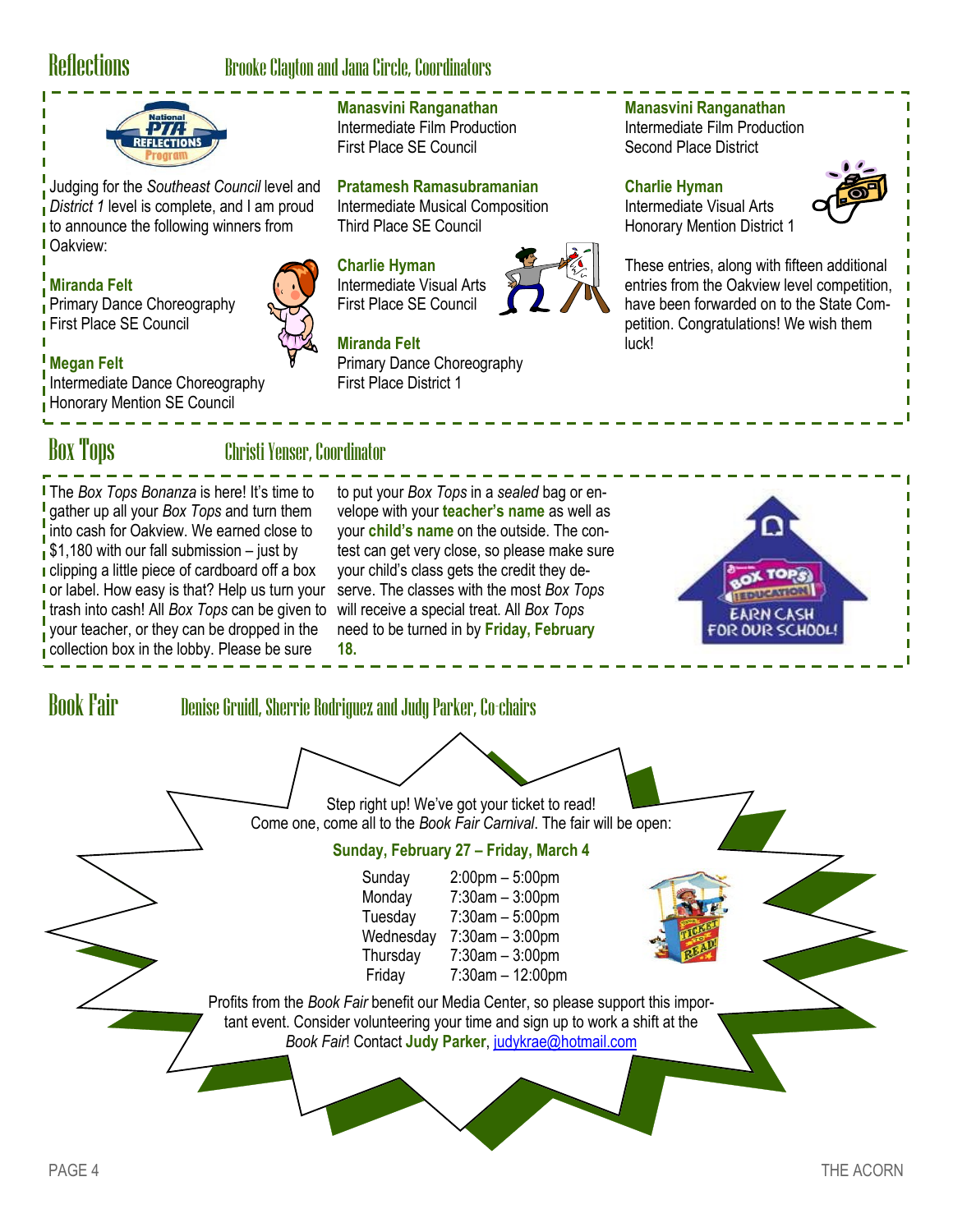## Reflections

Brooke Clayton and Jana Circle, Coordinators

Judging for the *Southeast Council* level and *District 1* level is complete, and I am proud to announce the following winners from Oakview:

**Miranda Felt**
Primary Dance Choreography
First Place SE Council

**Megan Felt**
Intermediate Dance Choreography
Honorary Mention SE Council

**Manasvini Ranganathan**
Intermediate Film Production
First Place SE Council

**Pratamesh Ramasubramanian**
Intermediate Musical Composition
Third Place SE Council

**Charlie Hyman**
Intermediate Visual Arts
First Place SE Council

**Miranda Felt**
Primary Dance Choreography
First Place District 1

**Manasvini Ranganathan**
Intermediate Film Production
Second Place District

**Charlie Hyman**
Intermediate Visual Arts
Honorary Mention District 1

These entries, along with fifteen additional entries from the Oakview level competition, have been forwarded on to the State Competition. Congratulations! We wish them luck!

## Box Tops

Christi Yenser, Coordinator

The *Box Tops Bonanza* is here! It's time to gather up all your *Box Tops* and turn them into cash for Oakview. We earned close to $1,180 with our fall submission – just by clipping a little piece of cardboard off a box or label. How easy is that? Help us turn your trash into cash! All *Box Tops* can be given to your teacher, or they can be dropped in the collection box in the lobby. Please be sure to put your *Box Tops* in a *sealed* bag or envelope with your **teacher's name** as well as your **child's name** on the outside. The contest can get very close, so please make sure your child's class gets the credit they deserve. The classes with the most *Box Tops* will receive a special treat. All *Box Tops* need to be turned in by **Friday, February 18.**

## Book Fair

Denise Gruidl, Sherrie Rodriguez and Judy Parker, Co-chairs

Step right up! We've got your ticket to read!
Come one, come all to the *Book Fair Carnival*. The fair will be open:

**Sunday, February 27 – Friday, March 4**

| Day | Hours |
|---|---|
| Sunday | 2:00pm – 5:00pm |
| Monday | 7:30am – 3:00pm |
| Tuesday | 7:30am – 5:00pm |
| Wednesday | 7:30am – 3:00pm |
| Thursday | 7:30am – 3:00pm |
| Friday | 7:30am – 12:00pm |

Profits from the *Book Fair* benefit our Media Center, so please support this important event. Consider volunteering your time and sign up to work a shift at the *Book Fair*! Contact **Judy Parker**, judykrae@hotmail.com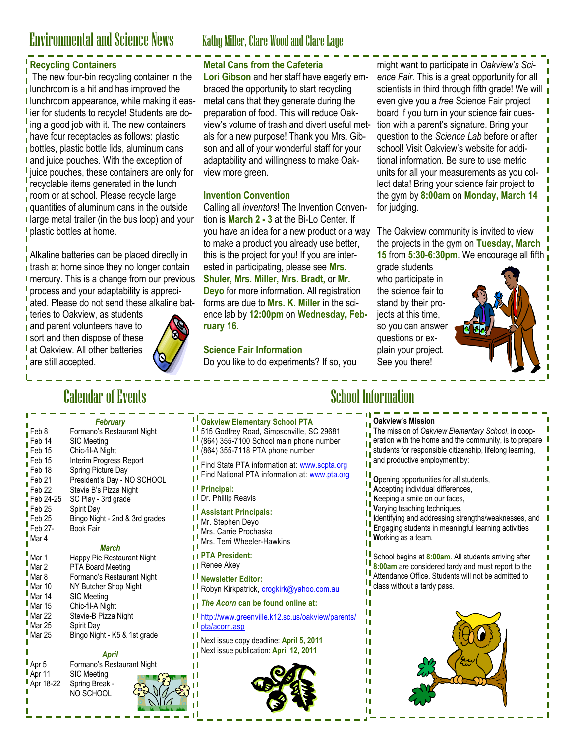# Environmental and Science News

Kathy Miller, Clare Wood and Clare Laye

### Recycling Containers

The new four-bin recycling container in the lunchroom is a hit and has improved the lunchroom appearance, while making it easier for students to recycle! Students are doing a good job with it. The new containers have four receptacles as follows: plastic bottles, plastic bottle lids, aluminum cans and juice pouches. With the exception of juice pouches, these containers are only for recyclable items generated in the lunch room or at school. Please recycle large quantities of aluminum cans in the outside large metal trailer (in the bus loop) and your plastic bottles at home.

Alkaline batteries can be placed directly in trash at home since they no longer contain mercury. This is a change from our previous process and your adaptability is appreciated. Please do not send these alkaline batteries to Oakview, as students and parent volunteers have to sort and then dispose of these at Oakview. All other batteries are still accepted.

### Metal Cans from the Cafeteria

**Lori Gibson** and her staff have eagerly embraced the opportunity to start recycling metal cans that they generate during the preparation of food. This will reduce Oakview's volume of trash and divert useful metals for a new purpose! Thank you Mrs. Gibson and all of your wonderful staff for your adaptability and willingness to make Oakview more green.

### Invention Convention

Calling all *inventors*! The Invention Convention is **March 2 - 3** at the Bi-Lo Center. If you have an idea for a new product or a way to make a product you already use better, this is the project for you! If you are interested in participating, please see **Mrs. Shuler, Mrs. Miller, Mrs. Bradt,** or **Mr. Deyo** for more information. All registration forms are due to **Mrs. K. Miller** in the science lab by **12:00pm** on **Wednesday, February 16.**

### Science Fair Information

Do you like to do experiments? If so, you might want to participate in *Oakview's Science Fair.* This is a great opportunity for all scientists in third through fifth grade! We will even give you a *free* Science Fair project board if you turn in your science fair question with a parent's signature. Bring your question to the *Science Lab* before or after school! Visit Oakview's website for additional information. Be sure to use metric units for all your measurements as you collect data! Bring your science fair project to the gym by **8:00am** on **Monday, March 14** for judging.

The Oakview community is invited to view the projects in the gym on **Tuesday, March 15** from **5:30-6:30pm**. We encourage all fifth grade students who participate in the science fair to stand by their projects at this time, so you can answer questions or explain your project. See you there!

# Calendar of Events

***February***

| | |
|---|---|
| Feb 8 | Formano's Restaurant Night |
| Feb 14 | SIC Meeting |
| Feb 15 | Chic-fil-A Night |
| Feb 15 | Interim Progress Report |
| Feb 18 | Spring Picture Day |
| Feb 21 | President's Day - NO SCHOOL |
| Feb 22 | Stevie B's Pizza Night |
| Feb 24-25 | SC Play - 3rd grade |
| Feb 25 | Spirit Day |
| Feb 25 | Bingo Night - 2nd & 3rd grades |
| Feb 27-Mar 4 | Book Fair |

***March***

| | |
|---|---|
| Mar 1 | Happy Pie Restaurant Night |
| Mar 2 | PTA Board Meeting |
| Mar 8 | Formano's Restaurant Night |
| Mar 10 | NY Butcher Shop Night |
| Mar 14 | SIC Meeting |
| Mar 15 | Chic-fil-A Night |
| Mar 22 | Stevie-B Pizza Night |
| Mar 25 | Spirit Day |
| Mar 25 | Bingo Night - K5 & 1st grade |

***April***

| | |
|---|---|
| Apr 5 | Formano's Restaurant Night |
| Apr 11 | SIC Meeting |
| Apr 18-22 | Spring Break - NO SCHOOL |

# School Information

**Oakview Elementary School PTA**
515 Godfrey Road, Simpsonville, SC 29681
(864) 355-7100 School main phone number
(864) 355-7118 PTA phone number

Find State PTA information at: www.scpta.org
Find National PTA information at: www.pta.org

**Principal:**
Dr. Phillip Reavis

**Assistant Principals:**
Mr. Stephen Deyo
Mrs. Carrie Prochaska
Mrs. Terri Wheeler-Hawkins

**PTA President:**
Renee Akey

**Newsletter Editor:**
Robyn Kirkpatrick, crogkirk@yahoo.com.au

***The Acorn* can be found online at:**
http://www.greenville.k12.sc.us/oakview/parents/pta/acorn.asp

Next issue copy deadline: **April 5, 2011**
Next issue publication: **April 12, 2011**

**Oakview's Mission**

The mission of *Oakview Elementary School*, in cooperation with the home and the community, is to prepare students for responsible citizenship, lifelong learning, and productive employment by:

**O**pening opportunities for all students,
**A**ccepting individual differences,
**K**eeping a smile on our faces,
**V**arying teaching techniques,
**I**dentifying and addressing strengths/weaknesses, and
**E**ngaging students in meaningful learning activities
**W**orking as a team.

School begins at **8:00am**. All students arriving after **8:00am** are considered tardy and must report to the Attendance Office. Students will not be admitted to class without a tardy pass.